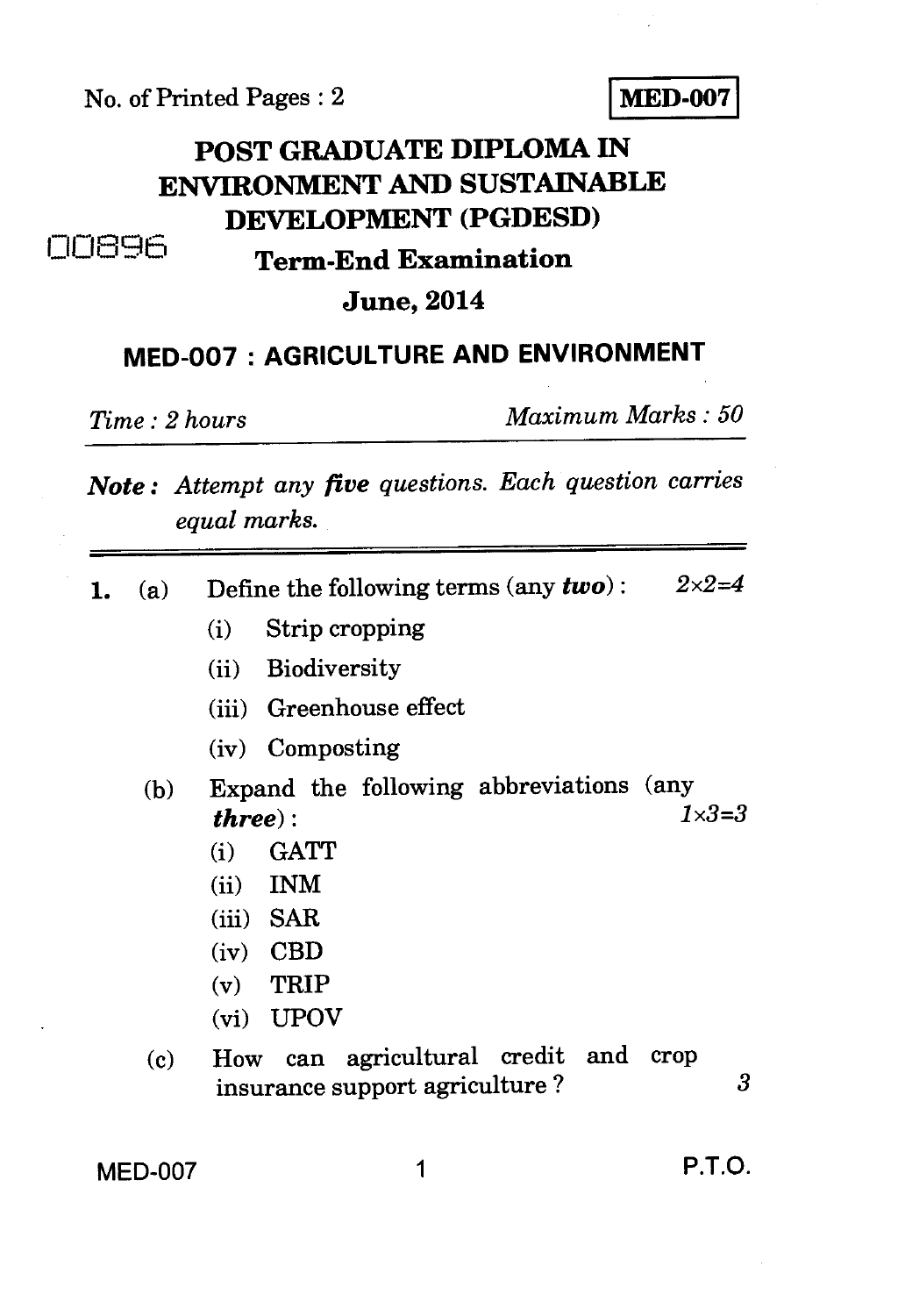No. of Printed Pages : 2

**MED-007**

# POST GRADUATE DIPLOMA IN ENVIRONMENT AND SUSTAINABLE DEVELOPMENT (PGDESD)

00896

## Term-End Examination

## June, 2014

## MED-007 : AGRICULTURE AND ENVIRONMENT

*Time : 2 hours* *Maximum Marks : 50*

***Note :*** *Attempt any* ***five*** *questions. Each question carries equal marks.*

---

1. (a) Define the following terms (any ***two***) : $2 \times 2 = 4$
   - (i) Strip cropping
   - (ii) Biodiversity
   - (iii) Greenhouse effect
   - (iv) Composting

   (b) Expand the following abbreviations (any ***three***) : $1 \times 3 = 3$
   - (i) GATT
   - (ii) INM
   - (iii) SAR
   - (iv) CBD
   - (v) TRIP
   - (vi) UPOV

   (c) How can agricultural credit and crop insurance support agriculture ? 3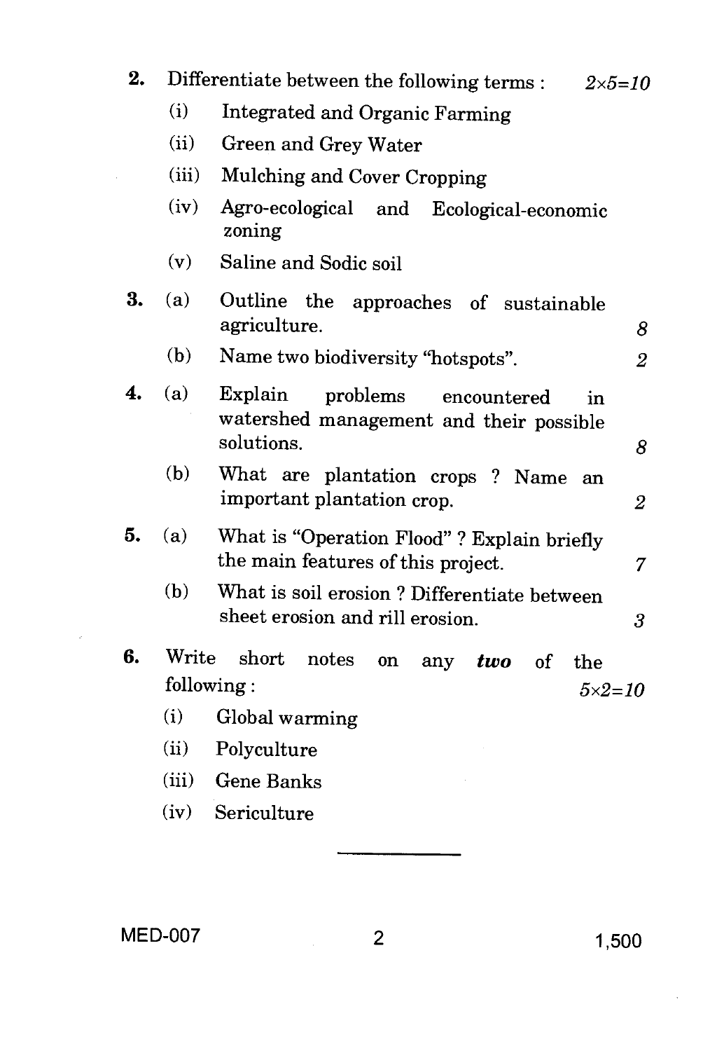2. Differentiate between the following terms : *2×5=10*

   (i) Integrated and Organic Farming

   (ii) Green and Grey Water

   (iii) Mulching and Cover Cropping

   (iv) Agro-ecological and Ecological-economic zoning

   (v) Saline and Sodic soil

3. (a) Outline the approaches of sustainable agriculture. *8*

   (b) Name two biodiversity "hotspots". *2*

4. (a) Explain problems encountered in watershed management and their possible solutions. *8*

   (b) What are plantation crops ? Name an important plantation crop. *2*

5. (a) What is "Operation Flood" ? Explain briefly the main features of this project. *7*

   (b) What is soil erosion ? Differentiate between sheet erosion and rill erosion. *3*

6. Write short notes on any ***two*** of the following : *5×2=10*

   (i) Global warming

   (ii) Polyculture

   (iii) Gene Banks

   (iv) Sericulture